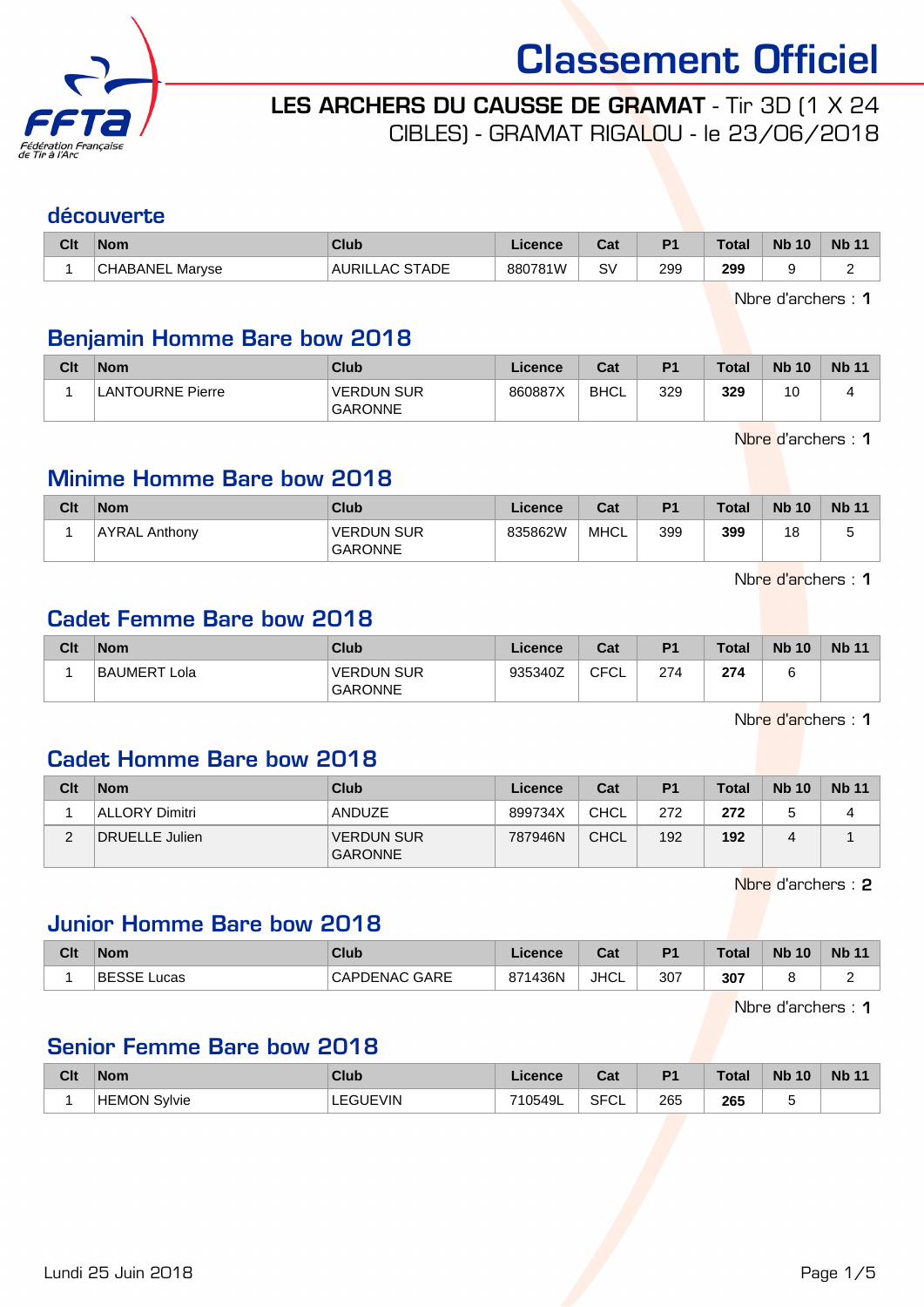# Classement Officiel

**LES ARCHERS DU CAUSSE DE GRAMAT** - Tir 3D (1 X 24 CIBLES) - GRAMAT RIGALOU - le 23/06/2018

## découverte

| Clt | Nom | Club | Licence | Cat | P1 | Total | Nb 10 | Nb 11 |
|---|---|---|---|---|---|---|---|---|
| 1 | CHABANEL Maryse | AURILLAC STADE | 880781W | SV | 299 | **299** | 9 | 2 |

Nbre d'archers : **1**

## Benjamin Homme Bare bow 2018

| Clt | Nom | Club | Licence | Cat | P1 | Total | Nb 10 | Nb 11 |
|---|---|---|---|---|---|---|---|---|
| 1 | LANTOURNE Pierre | VERDUN SUR GARONNE | 860887X | BHCL | 329 | **329** | 10 | 4 |

Nbre d'archers : **1**

## Minime Homme Bare bow 2018

| Clt | Nom | Club | Licence | Cat | P1 | Total | Nb 10 | Nb 11 |
|---|---|---|---|---|---|---|---|---|
| 1 | AYRAL Anthony | VERDUN SUR GARONNE | 835862W | MHCL | 399 | **399** | 18 | 5 |

Nbre d'archers : **1**

## Cadet Femme Bare bow 2018

| Clt | Nom | Club | Licence | Cat | P1 | Total | Nb 10 | Nb 11 |
|---|---|---|---|---|---|---|---|---|
| 1 | BAUMERT Lola | VERDUN SUR GARONNE | 935340Z | CFCL | 274 | **274** | 6 | |

Nbre d'archers : **1**

## Cadet Homme Bare bow 2018

| Clt | Nom | Club | Licence | Cat | P1 | Total | Nb 10 | Nb 11 |
|---|---|---|---|---|---|---|---|---|
| 1 | ALLORY Dimitri | ANDUZE | 899734X | CHCL | 272 | **272** | 5 | 4 |
| 2 | DRUELLE Julien | VERDUN SUR GARONNE | 787946N | CHCL | 192 | **192** | 4 | 1 |

Nbre d'archers : **2**

## Junior Homme Bare bow 2018

| Clt | Nom | Club | Licence | Cat | P1 | Total | Nb 10 | Nb 11 |
|---|---|---|---|---|---|---|---|---|
| 1 | BESSE Lucas | CAPDENAC GARE | 871436N | JHCL | 307 | **307** | 8 | 2 |

Nbre d'archers : **1**

## Senior Femme Bare bow 2018

| Clt | Nom | Club | Licence | Cat | P1 | Total | Nb 10 | Nb 11 |
|---|---|---|---|---|---|---|---|---|
| 1 | HEMON Sylvie | LEGUEVIN | 710549L | SFCL | 265 | **265** | 5 | |

Lundi 25 Juin 2018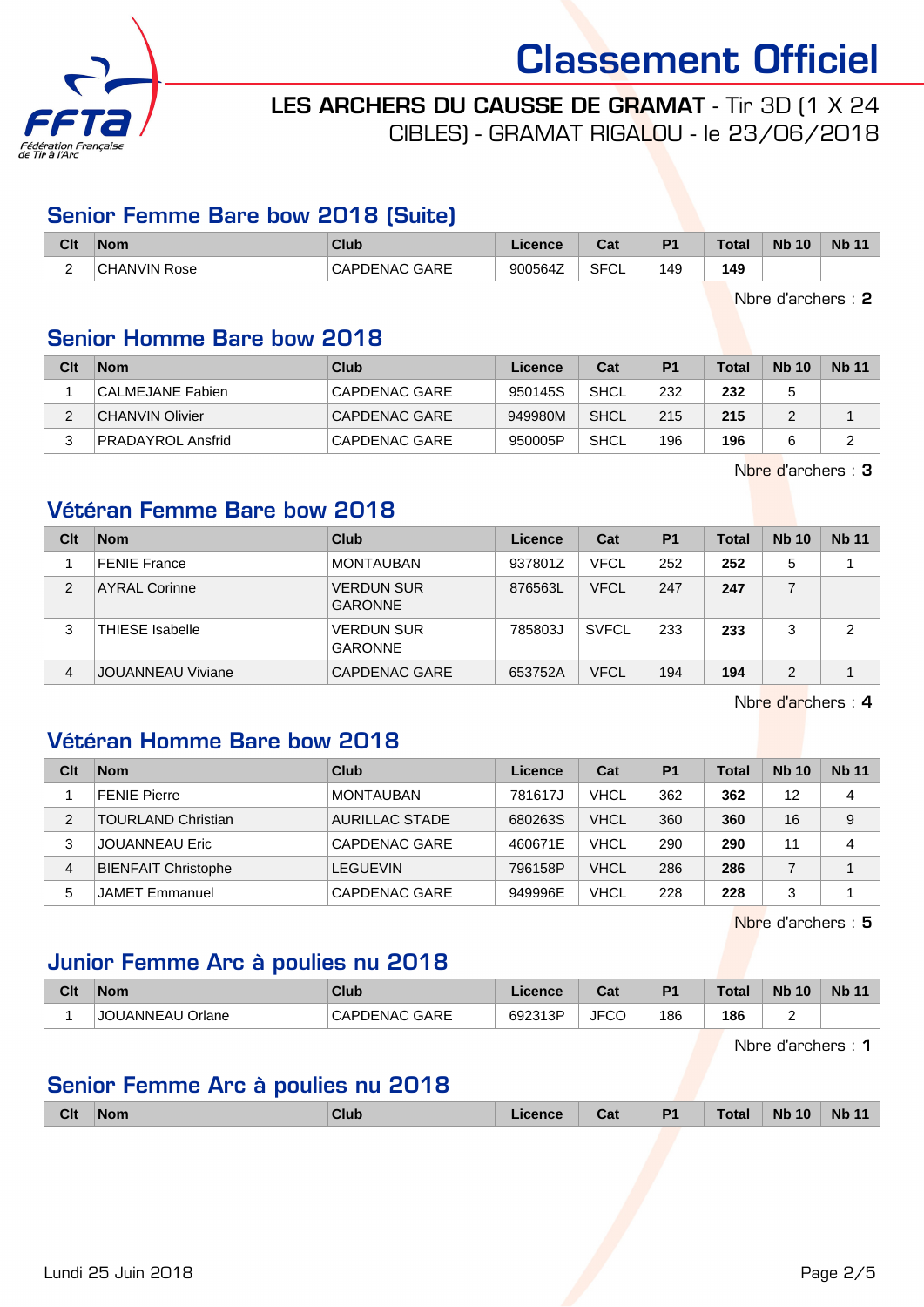# Classement Officiel

**LES ARCHERS DU CAUSSE DE GRAMAT** - Tir 3D (1 X 24 CIBLES) - GRAMAT RIGALOU - le 23/06/2018

## Senior Femme Bare bow 2018 (Suite)

| Clt | Nom | Club | Licence | Cat | P1 | Total | Nb 10 | Nb 11 |
|---|---|---|---|---|---|---|---|---|
| 2 | CHANVIN Rose | CAPDENAC GARE | 900564Z | SFCL | 149 | **149** | | |

Nbre d'archers : **2**

## Senior Homme Bare bow 2018

| Clt | Nom | Club | Licence | Cat | P1 | Total | Nb 10 | Nb 11 |
|---|---|---|---|---|---|---|---|---|
| 1 | CALMEJANE Fabien | CAPDENAC GARE | 950145S | SHCL | 232 | **232** | 5 | |
| 2 | CHANVIN Olivier | CAPDENAC GARE | 949980M | SHCL | 215 | **215** | 2 | 1 |
| 3 | PRADAYROL Ansfrid | CAPDENAC GARE | 950005P | SHCL | 196 | **196** | 6 | 2 |

Nbre d'archers : **3**

## Vétéran Femme Bare bow 2018

| Clt | Nom | Club | Licence | Cat | P1 | Total | Nb 10 | Nb 11 |
|---|---|---|---|---|---|---|---|---|
| 1 | FENIE France | MONTAUBAN | 937801Z | VFCL | 252 | **252** | 5 | 1 |
| 2 | AYRAL Corinne | VERDUN SUR GARONNE | 876563L | VFCL | 247 | **247** | 7 | |
| 3 | THIESE Isabelle | VERDUN SUR GARONNE | 785803J | SVFCL | 233 | **233** | 3 | 2 |
| 4 | JOUANNEAU Viviane | CAPDENAC GARE | 653752A | VFCL | 194 | **194** | 2 | 1 |

Nbre d'archers : **4**

## Vétéran Homme Bare bow 2018

| Clt | Nom | Club | Licence | Cat | P1 | Total | Nb 10 | Nb 11 |
|---|---|---|---|---|---|---|---|---|
| 1 | FENIE Pierre | MONTAUBAN | 781617J | VHCL | 362 | **362** | 12 | 4 |
| 2 | TOURLAND Christian | AURILLAC STADE | 680263S | VHCL | 360 | **360** | 16 | 9 |
| 3 | JOUANNEAU Eric | CAPDENAC GARE | 460671E | VHCL | 290 | **290** | 11 | 4 |
| 4 | BIENFAIT Christophe | LEGUEVIN | 796158P | VHCL | 286 | **286** | 7 | 1 |
| 5 | JAMET Emmanuel | CAPDENAC GARE | 949996E | VHCL | 228 | **228** | 3 | 1 |

Nbre d'archers : **5**

## Junior Femme Arc à poulies nu 2018

| Clt | Nom | Club | Licence | Cat | P1 | Total | Nb 10 | Nb 11 |
|---|---|---|---|---|---|---|---|---|
| 1 | JOUANNEAU Orlane | CAPDENAC GARE | 692313P | JFCO | 186 | **186** | 2 | |

Nbre d'archers : **1**

## Senior Femme Arc à poulies nu 2018

| Clt | Nom | Club | Licence | Cat | P1 | Total | Nb 10 | Nb 11 |
|---|---|---|---|---|---|---|---|---|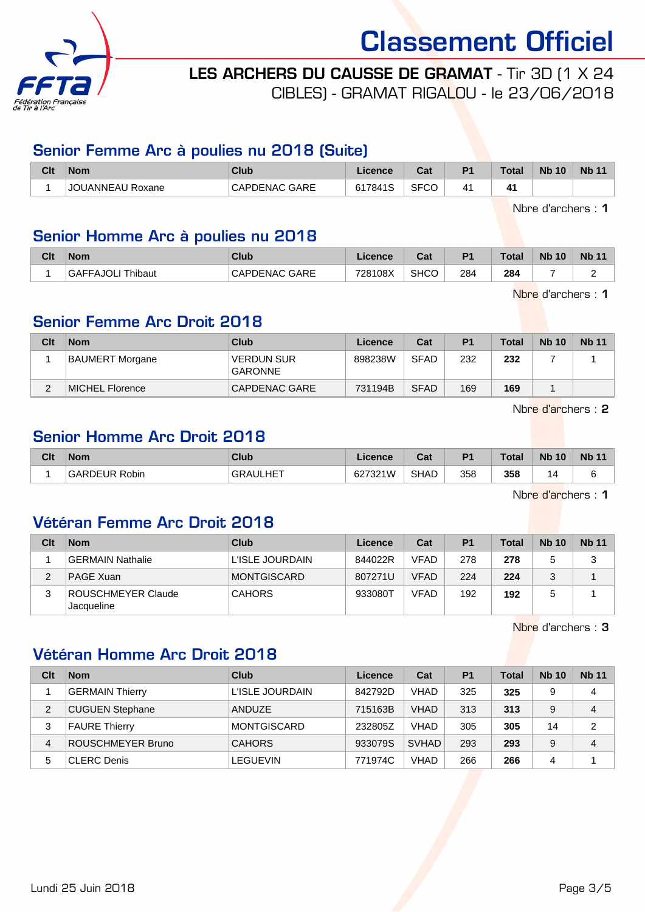# Classement Officiel

**LES ARCHERS DU CAUSSE DE GRAMAT** - Tir 3D (1 X 24 CIBLES) - GRAMAT RIGALOU - le 23/06/2018

## Senior Femme Arc à poulies nu 2018 (Suite)

| Clt | Nom | Club | Licence | Cat | P1 | Total | Nb 10 | Nb 11 |
|---|---|---|---|---|---|---|---|---|
| 1 | JOUANNEAU Roxane | CAPDENAC GARE | 617841S | SFCO | 41 | **41** | | |

Nbre d'archers : **1**

## Senior Homme Arc à poulies nu 2018

| Clt | Nom | Club | Licence | Cat | P1 | Total | Nb 10 | Nb 11 |
|---|---|---|---|---|---|---|---|---|
| 1 | GAFFAJOLI Thibaut | CAPDENAC GARE | 728108X | SHCO | 284 | **284** | 7 | 2 |

Nbre d'archers : **1**

## Senior Femme Arc Droit 2018

| Clt | Nom | Club | Licence | Cat | P1 | Total | Nb 10 | Nb 11 |
|---|---|---|---|---|---|---|---|---|
| 1 | BAUMERT Morgane | VERDUN SUR GARONNE | 898238W | SFAD | 232 | **232** | 7 | 1 |
| 2 | MICHEL Florence | CAPDENAC GARE | 731194B | SFAD | 169 | **169** | 1 | |

Nbre d'archers : **2**

## Senior Homme Arc Droit 2018

| Clt | Nom | Club | Licence | Cat | P1 | Total | Nb 10 | Nb 11 |
|---|---|---|---|---|---|---|---|---|
| 1 | GARDEUR Robin | GRAULHET | 627321W | SHAD | 358 | **358** | 14 | 6 |

Nbre d'archers : **1**

## Vétéran Femme Arc Droit 2018

| Clt | Nom | Club | Licence | Cat | P1 | Total | Nb 10 | Nb 11 |
|---|---|---|---|---|---|---|---|---|
| 1 | GERMAIN Nathalie | L'ISLE JOURDAIN | 844022R | VFAD | 278 | **278** | 5 | 3 |
| 2 | PAGE Xuan | MONTGISCARD | 807271U | VFAD | 224 | **224** | 3 | 1 |
| 3 | ROUSCHMEYER Claude Jacqueline | CAHORS | 933080T | VFAD | 192 | **192** | 5 | 1 |

Nbre d'archers : **3**

## Vétéran Homme Arc Droit 2018

| Clt | Nom | Club | Licence | Cat | P1 | Total | Nb 10 | Nb 11 |
|---|---|---|---|---|---|---|---|---|
| 1 | GERMAIN Thierry | L'ISLE JOURDAIN | 842792D | VHAD | 325 | **325** | 9 | 4 |
| 2 | CUGUEN Stephane | ANDUZE | 715163B | VHAD | 313 | **313** | 9 | 4 |
| 3 | FAURE Thierry | MONTGISCARD | 232805Z | VHAD | 305 | **305** | 14 | 2 |
| 4 | ROUSCHMEYER Bruno | CAHORS | 933079S | SVHAD | 293 | **293** | 9 | 4 |
| 5 | CLERC Denis | LEGUEVIN | 771974C | VHAD | 266 | **266** | 4 | 1 |

Lundi 25 Juin 2018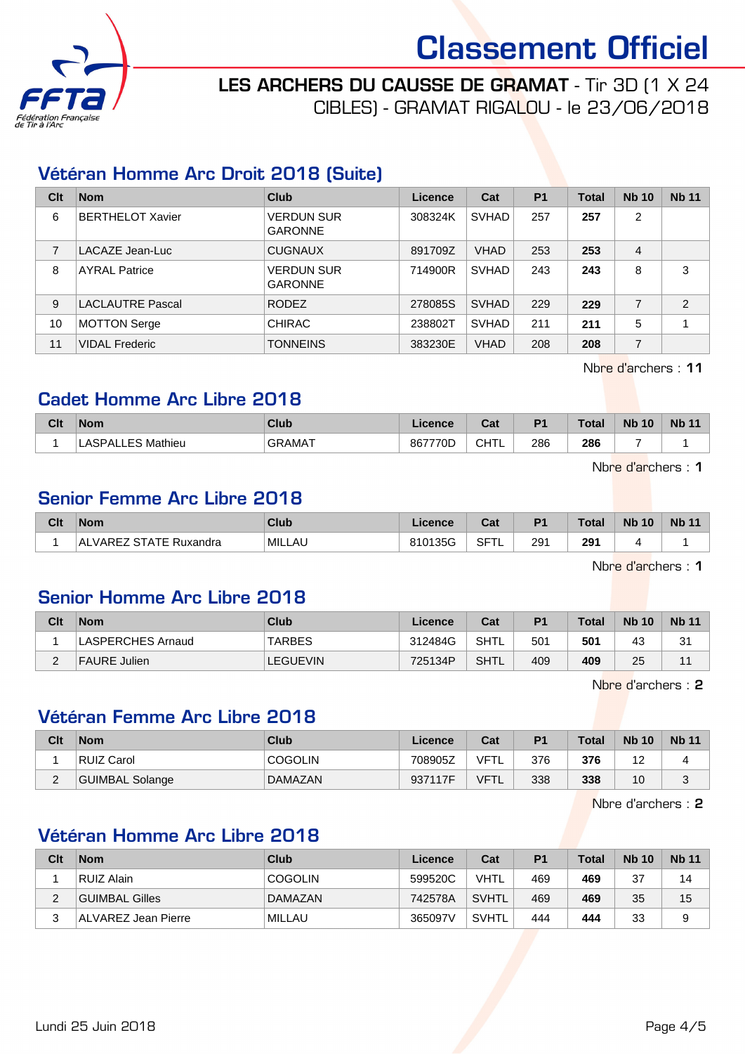# Classement Officiel

**LES ARCHERS DU CAUSSE DE GRAMAT** - Tir 3D (1 X 24 CIBLES) - GRAMAT RIGALOU - le 23/06/2018

## Vétéran Homme Arc Droit 2018 (Suite)

| Clt | Nom | Club | Licence | Cat | P1 | Total | Nb 10 | Nb 11 |
|---|---|---|---|---|---|---|---|---|
| 6 | BERTHELOT Xavier | VERDUN SUR GARONNE | 308324K | SVHAD | 257 | **257** | 2 | |
| 7 | LACAZE Jean-Luc | CUGNAUX | 891709Z | VHAD | 253 | **253** | 4 | |
| 8 | AYRAL Patrice | VERDUN SUR GARONNE | 714900R | SVHAD | 243 | **243** | 8 | 3 |
| 9 | LACLAUTRE Pascal | RODEZ | 278085S | SVHAD | 229 | **229** | 7 | 2 |
| 10 | MOTTON Serge | CHIRAC | 238802T | SVHAD | 211 | **211** | 5 | 1 |
| 11 | VIDAL Frederic | TONNEINS | 383230E | VHAD | 208 | **208** | 7 | |

Nbre d'archers : **11**

## Cadet Homme Arc Libre 2018

| Clt | Nom | Club | Licence | Cat | P1 | Total | Nb 10 | Nb 11 |
|---|---|---|---|---|---|---|---|---|
| 1 | LASPALLES Mathieu | GRAMAT | 867770D | CHTL | 286 | **286** | 7 | 1 |

Nbre d'archers : **1**

## Senior Femme Arc Libre 2018

| Clt | Nom | Club | Licence | Cat | P1 | Total | Nb 10 | Nb 11 |
|---|---|---|---|---|---|---|---|---|
| 1 | ALVAREZ STATE Ruxandra | MILLAU | 810135G | SFTL | 291 | **291** | 4 | 1 |

Nbre d'archers : **1**

## Senior Homme Arc Libre 2018

| Clt | Nom | Club | Licence | Cat | P1 | Total | Nb 10 | Nb 11 |
|---|---|---|---|---|---|---|---|---|
| 1 | LASPERCHES Arnaud | TARBES | 312484G | SHTL | 501 | **501** | 43 | 31 |
| 2 | FAURE Julien | LEGUEVIN | 725134P | SHTL | 409 | **409** | 25 | 11 |

Nbre d'archers : **2**

## Vétéran Femme Arc Libre 2018

| Clt | Nom | Club | Licence | Cat | P1 | Total | Nb 10 | Nb 11 |
|---|---|---|---|---|---|---|---|---|
| 1 | RUIZ Carol | COGOLIN | 708905Z | VFTL | 376 | **376** | 12 | 4 |
| 2 | GUIMBAL Solange | DAMAZAN | 937117F | VFTL | 338 | **338** | 10 | 3 |

Nbre d'archers : **2**

## Vétéran Homme Arc Libre 2018

| Clt | Nom | Club | Licence | Cat | P1 | Total | Nb 10 | Nb 11 |
|---|---|---|---|---|---|---|---|---|
| 1 | RUIZ Alain | COGOLIN | 599520C | VHTL | 469 | **469** | 37 | 14 |
| 2 | GUIMBAL Gilles | DAMAZAN | 742578A | SVHTL | 469 | **469** | 35 | 15 |
| 3 | ALVAREZ Jean Pierre | MILLAU | 365097V | SVHTL | 444 | **444** | 33 | 9 |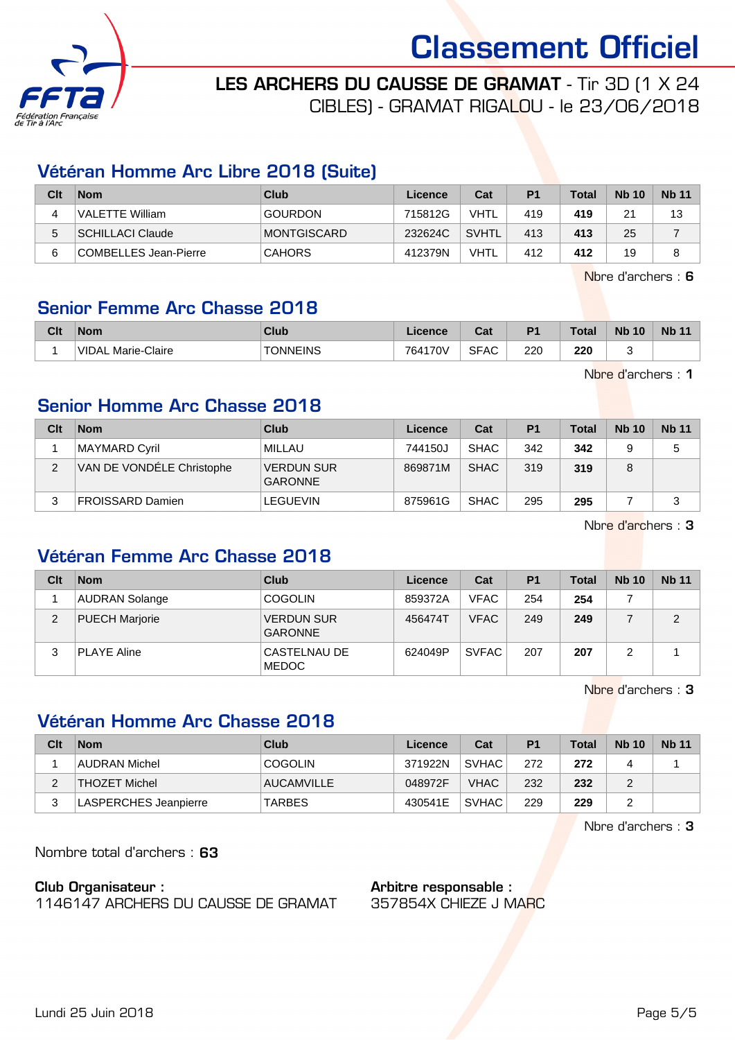# Classement Officiel

**LES ARCHERS DU CAUSSE DE GRAMAT** - Tir 3D (1 X 24 CIBLES) - GRAMAT RIGALOU - le 23/06/2018

## Vétéran Homme Arc Libre 2018 (Suite)

| Clt | Nom | Club | Licence | Cat | P1 | Total | Nb 10 | Nb 11 |
|---|---|---|---|---|---|---|---|---|
| 4 | VALETTE William | GOURDON | 715812G | VHTL | 419 | **419** | 21 | 13 |
| 5 | SCHILLACI Claude | MONTGISCARD | 232624C | SVHTL | 413 | **413** | 25 | 7 |
| 6 | COMBELLES Jean-Pierre | CAHORS | 412379N | VHTL | 412 | **412** | 19 | 8 |

Nbre d'archers : **6**

## Senior Femme Arc Chasse 2018

| Clt | Nom | Club | Licence | Cat | P1 | Total | Nb 10 | Nb 11 |
|---|---|---|---|---|---|---|---|---|
| 1 | VIDAL Marie-Claire | TONNEINS | 764170V | SFAC | 220 | **220** | 3 | |

Nbre d'archers : **1**

## Senior Homme Arc Chasse 2018

| Clt | Nom | Club | Licence | Cat | P1 | Total | Nb 10 | Nb 11 |
|---|---|---|---|---|---|---|---|---|
| 1 | MAYMARD Cyril | MILLAU | 744150J | SHAC | 342 | **342** | 9 | 5 |
| 2 | VAN DE VONDÉLE Christophe | VERDUN SUR GARONNE | 869871M | SHAC | 319 | **319** | 8 | |
| 3 | FROISSARD Damien | LEGUEVIN | 875961G | SHAC | 295 | **295** | 7 | 3 |

Nbre d'archers : **3**

## Vétéran Femme Arc Chasse 2018

| Clt | Nom | Club | Licence | Cat | P1 | Total | Nb 10 | Nb 11 |
|---|---|---|---|---|---|---|---|---|
| 1 | AUDRAN Solange | COGOLIN | 859372A | VFAC | 254 | **254** | 7 | |
| 2 | PUECH Marjorie | VERDUN SUR GARONNE | 456474T | VFAC | 249 | **249** | 7 | 2 |
| 3 | PLAYE Aline | CASTELNAU DE MEDOC | 624049P | SVFAC | 207 | **207** | 2 | 1 |

Nbre d'archers : **3**

## Vétéran Homme Arc Chasse 2018

| Clt | Nom | Club | Licence | Cat | P1 | Total | Nb 10 | Nb 11 |
|---|---|---|---|---|---|---|---|---|
| 1 | AUDRAN Michel | COGOLIN | 371922N | SVHAC | 272 | **272** | 4 | 1 |
| 2 | THOZET Michel | AUCAMVILLE | 048972F | VHAC | 232 | **232** | 2 | |
| 3 | LASPERCHES Jeanpierre | TARBES | 430541E | SVHAC | 229 | **229** | 2 | |

Nbre d'archers : **3**

Nombre total d'archers : **63**

**Club Organisateur :**
1146147 ARCHERS DU CAUSSE DE GRAMAT

**Arbitre responsable :**
357854X CHIEZE J MARC

Lundi 25 Juin 2018